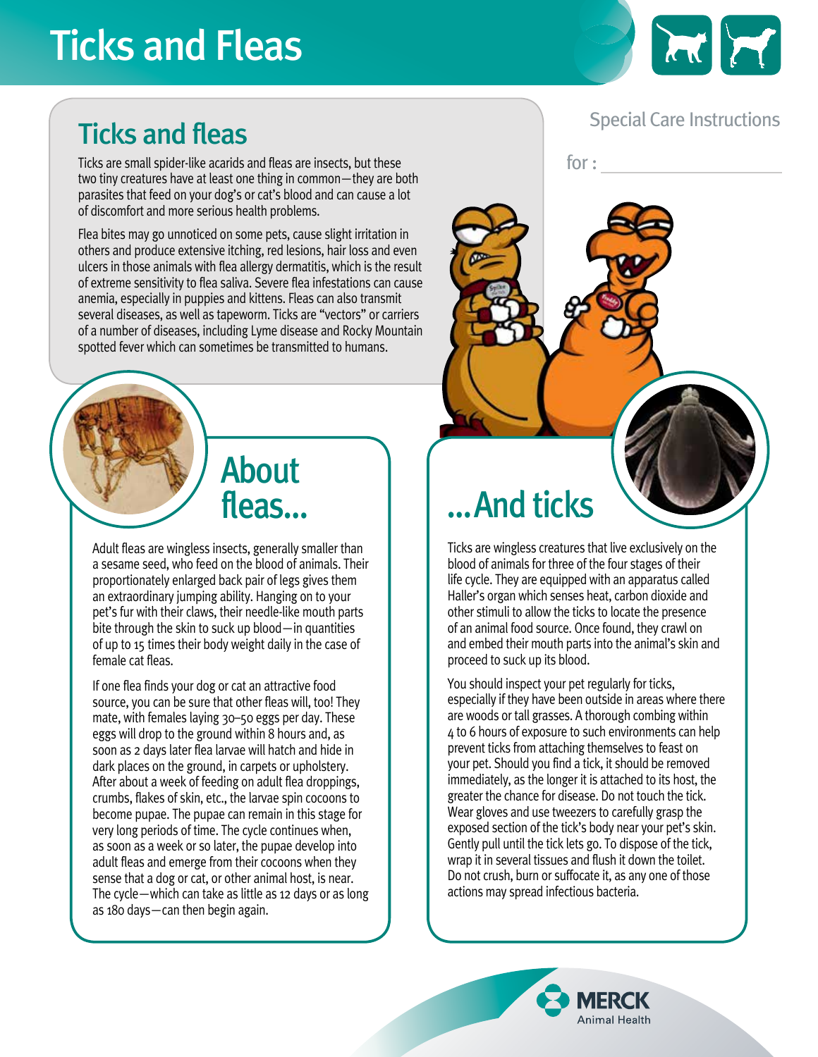# Ticks and Fleas

Special Care Instructions

for : ___________________

## Ticks and fleas

Ticks are small spider-like acarids and fleas are insects, but these two tiny creatures have at least one thing in common—they are both parasites that feed on your dog's or cat's blood and can cause a lot of discomfort and more serious health problems.

Flea bites may go unnoticed on some pets, cause slight irritation in others and produce extensive itching, red lesions, hair loss and even ulcers in those animals with flea allergy dermatitis, which is the result of extreme sensitivity to flea saliva. Severe flea infestations can cause anemia, especially in puppies and kittens. Fleas can also transmit several diseases, as well as tapeworm. Ticks are "vectors" or carriers of a number of diseases, including Lyme disease and Rocky Mountain spotted fever which can sometimes be transmitted to humans.

## About fleas...

Adult fleas are wingless insects, generally smaller than a sesame seed, who feed on the blood of animals. Their proportionately enlarged back pair of legs gives them an extraordinary jumping ability. Hanging on to your pet's fur with their claws, their needle-like mouth parts bite through the skin to suck up blood—in quantities of up to 15 times their body weight daily in the case of female cat fleas.

If one flea finds your dog or cat an attractive food source, you can be sure that other fleas will, too! They mate, with females laying 30–50 eggs per day. These eggs will drop to the ground within 8 hours and, as soon as 2 days later flea larvae will hatch and hide in dark places on the ground, in carpets or upholstery. After about a week of feeding on adult flea droppings, crumbs, flakes of skin, etc., the larvae spin cocoons to become pupae. The pupae can remain in this stage for very long periods of time. The cycle continues when, as soon as a week or so later, the pupae develop into adult fleas and emerge from their cocoons when they sense that a dog or cat, or other animal host, is near. The cycle—which can take as little as 12 days or as long as 180 days—can then begin again.

## ...And ticks

Ticks are wingless creatures that live exclusively on the blood of animals for three of the four stages of their life cycle. They are equipped with an apparatus called Haller's organ which senses heat, carbon dioxide and other stimuli to allow the ticks to locate the presence of an animal food source. Once found, they crawl on and embed their mouth parts into the animal's skin and proceed to suck up its blood.

You should inspect your pet regularly for ticks, especially if they have been outside in areas where there are woods or tall grasses. A thorough combing within 4 to 6 hours of exposure to such environments can help prevent ticks from attaching themselves to feast on your pet. Should you find a tick, it should be removed immediately, as the longer it is attached to its host, the greater the chance for disease. Do not touch the tick. Wear gloves and use tweezers to carefully grasp the exposed section of the tick's body near your pet's skin. Gently pull until the tick lets go. To dispose of the tick, wrap it in several tissues and flush it down the toilet. Do not crush, burn or suffocate it, as any one of those actions may spread infectious bacteria.

MERCK Animal Health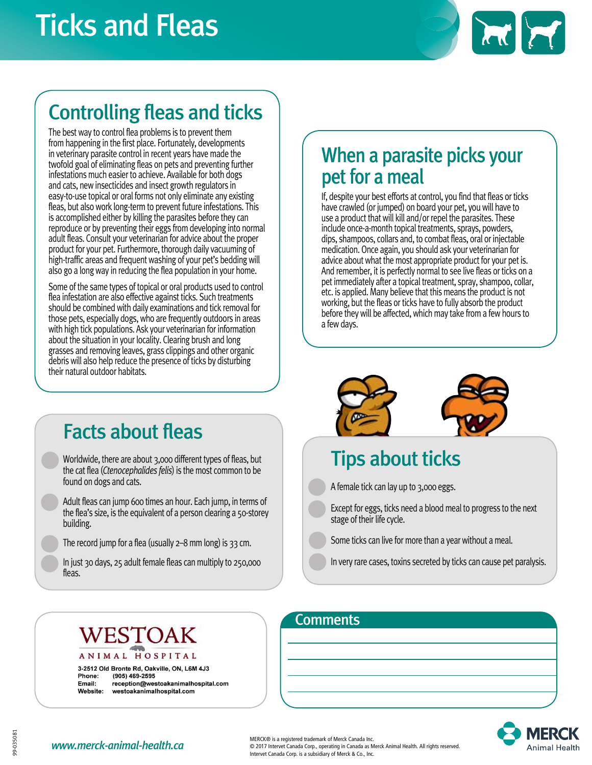# Ticks and Fleas

## Controlling fleas and ticks

The best way to control flea problems is to prevent them from happening in the first place. Fortunately, developments in veterinary parasite control in recent years have made the twofold goal of eliminating fleas on pets and preventing further infestations much easier to achieve. Available for both dogs and cats, new insecticides and insect growth regulators in easy-to-use topical or oral forms not only eliminate any existing fleas, but also work long-term to prevent future infestations. This is accomplished either by killing the parasites before they can reproduce or by preventing their eggs from developing into normal adult fleas. Consult your veterinarian for advice about the proper product for your pet. Furthermore, thorough daily vacuuming of high-traffic areas and frequent washing of your pet's bedding will also go a long way in reducing the flea population in your home.

Some of the same types of topical or oral products used to control flea infestation are also effective against ticks. Such treatments should be combined with daily examinations and tick removal for those pets, especially dogs, who are frequently outdoors in areas with high tick populations. Ask your veterinarian for information about the situation in your locality. Clearing brush and long grasses and removing leaves, grass clippings and other organic debris will also help reduce the presence of ticks by disturbing their natural outdoor habitats.

## Facts about fleas

- Worldwide, there are about 3,000 different types of fleas, but the cat flea (*Ctenocephalides felis*) is the most common to be found on dogs and cats.
- Adult fleas can jump 600 times an hour. Each jump, in terms of the flea's size, is the equivalent of a person clearing a 50-storey building.
- The record jump for a flea (usually 2–8 mm long) is 33 cm.
- In just 30 days, 25 adult female fleas can multiply to 250,000 fleas.

## When a parasite picks your pet for a meal

If, despite your best efforts at control, you find that fleas or ticks have crawled (or jumped) on board your pet, you will have to use a product that will kill and/or repel the parasites. These include once-a-month topical treatments, sprays, powders, dips, shampoos, collars and, to combat fleas, oral or injectable medication. Once again, you should ask your veterinarian for advice about what the most appropriate product for your pet is. And remember, it is perfectly normal to see live fleas or ticks on a pet immediately after a topical treatment, spray, shampoo, collar, etc. is applied. Many believe that this means the product is not working, but the fleas or ticks have to fully absorb the product before they will be affected, which may take from a few hours to a few days.

## Tips about ticks

- A female tick can lay up to 3,000 eggs.
- Except for eggs, ticks need a blood meal to progress to the next stage of their life cycle.
- Some ticks can live for more than a year without a meal.
- In very rare cases, toxins secreted by ticks can cause pet paralysis.

WESTOAK ANIMAL HOSPITAL

3-2512 Old Bronte Rd, Oakville, ON, L6M 4J3
Phone: (905) 469-2595
Email: reception@westoakanimalhospital.com
Website: westoakanimalhospital.com

## Comments

www.merck-animal-health.ca

MERCK® is a registered trademark of Merck Canada Inc.
© 2017 Intervet Canada Corp., operating in Canada as Merck Animal Health. All rights reserved.
Intervet Canada Corp. is a subsidiary of Merck & Co., Inc.

MERCK Animal Health

99-035081